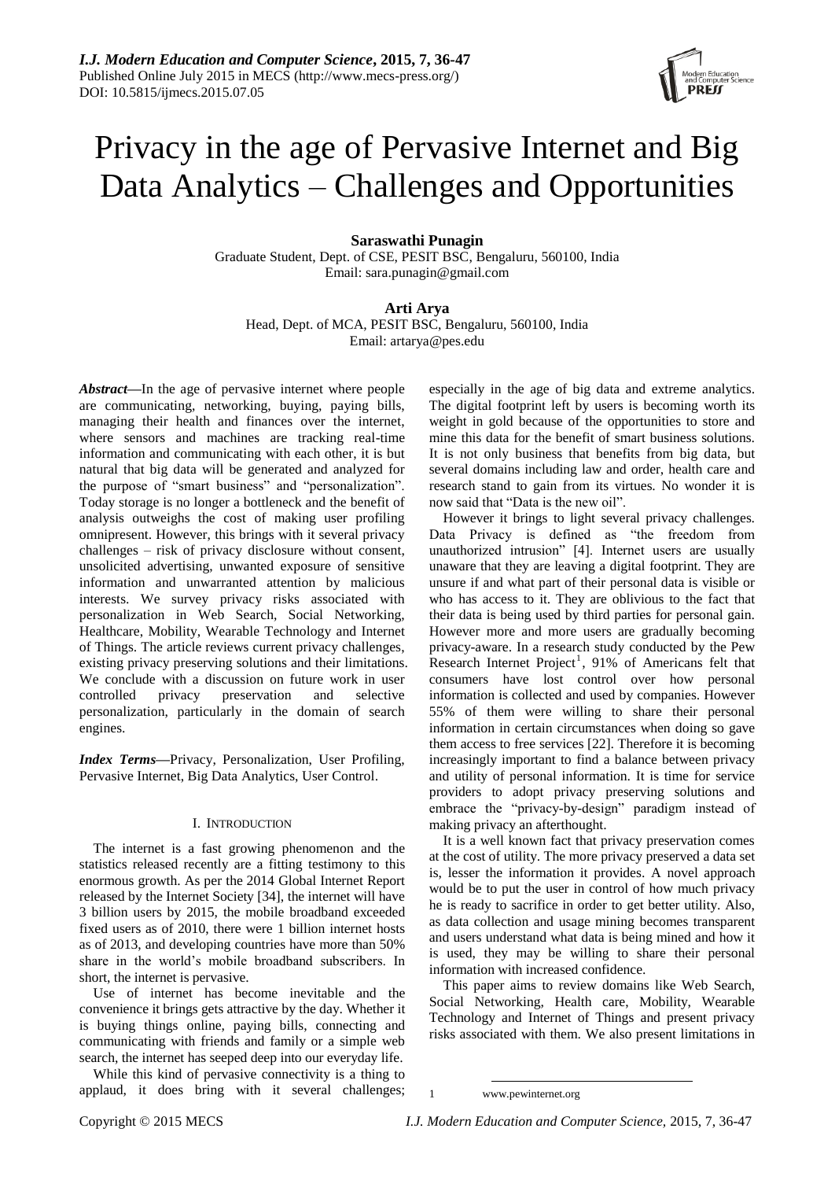# Privacy in the age of Pervasive Internet and Big Data Analytics – Challenges and Opportunities

**Saraswathi Punagin**
Graduate Student, Dept. of CSE, PESIT BSC, Bengaluru, 560100, India
Email: sara.punagin@gmail.com

**Arti Arya**
Head, Dept. of MCA, PESIT BSC, Bengaluru, 560100, India
Email: artarya@pes.edu

***Abstract*—**In the age of pervasive internet where people are communicating, networking, buying, paying bills, managing their health and finances over the internet, where sensors and machines are tracking real-time information and communicating with each other, it is but natural that big data will be generated and analyzed for the purpose of "smart business" and "personalization". Today storage is no longer a bottleneck and the benefit of analysis outweighs the cost of making user profiling omnipresent. However, this brings with it several privacy challenges – risk of privacy disclosure without consent, unsolicited advertising, unwanted exposure of sensitive information and unwarranted attention by malicious interests. We survey privacy risks associated with personalization in Web Search, Social Networking, Healthcare, Mobility, Wearable Technology and Internet of Things. The article reviews current privacy challenges, existing privacy preserving solutions and their limitations. We conclude with a discussion on future work in user controlled privacy preservation and selective personalization, particularly in the domain of search engines.

***Index Terms*—**Privacy, Personalization, User Profiling, Pervasive Internet, Big Data Analytics, User Control.

## I. Introduction

The internet is a fast growing phenomenon and the statistics released recently are a fitting testimony to this enormous growth. As per the 2014 Global Internet Report released by the Internet Society [34], the internet will have 3 billion users by 2015, the mobile broadband exceeded fixed users as of 2010, there were 1 billion internet hosts as of 2013, and developing countries have more than 50% share in the world's mobile broadband subscribers. In short, the internet is pervasive.

Use of internet has become inevitable and the convenience it brings gets attractive by the day. Whether it is buying things online, paying bills, connecting and communicating with friends and family or a simple web search, the internet has seeped deep into our everyday life.

While this kind of pervasive connectivity is a thing to applaud, it does bring with it several challenges; especially in the age of big data and extreme analytics. The digital footprint left by users is becoming worth its weight in gold because of the opportunities to store and mine this data for the benefit of smart business solutions. It is not only business that benefits from big data, but several domains including law and order, health care and research stand to gain from its virtues. No wonder it is now said that "Data is the new oil".

However it brings to light several privacy challenges. Data Privacy is defined as "the freedom from unauthorized intrusion" [4]. Internet users are usually unaware that they are leaving a digital footprint. They are unsure if and what part of their personal data is visible or who has access to it. They are oblivious to the fact that their data is being used by third parties for personal gain. However more and more users are gradually becoming privacy-aware. In a research study conducted by the Pew Research Internet Project[1], 91% of Americans felt that consumers have lost control over how personal information is collected and used by companies. However 55% of them were willing to share their personal information in certain circumstances when doing so gave them access to free services [22]. Therefore it is becoming increasingly important to find a balance between privacy and utility of personal information. It is time for service providers to adopt privacy preserving solutions and embrace the "privacy-by-design" paradigm instead of making privacy an afterthought.

It is a well known fact that privacy preservation comes at the cost of utility. The more privacy preserved a data set is, lesser the information it provides. A novel approach would be to put the user in control of how much privacy he is ready to sacrifice in order to get better utility. Also, as data collection and usage mining becomes transparent and users understand what data is being mined and how it is used, they may be willing to share their personal information with increased confidence.

This paper aims to review domains like Web Search, Social Networking, Health care, Mobility, Wearable Technology and Internet of Things and present privacy risks associated with them. We also present limitations in

[1] www.pewinternet.org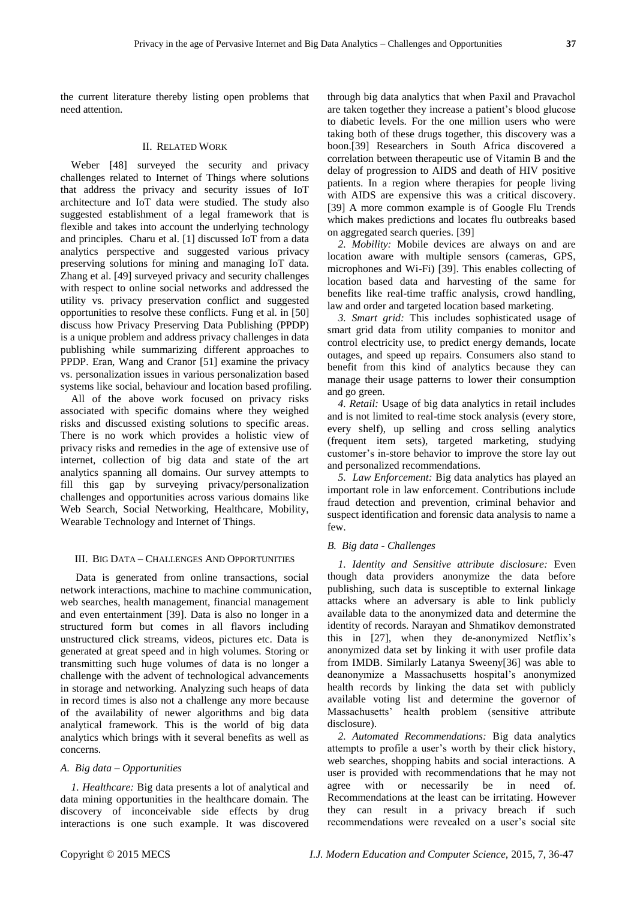the current literature thereby listing open problems that need attention.

## II. Related Work

Weber [48] surveyed the security and privacy challenges related to Internet of Things where solutions that address the privacy and security issues of IoT architecture and IoT data were studied. The study also suggested establishment of a legal framework that is flexible and takes into account the underlying technology and principles. Charu et al. [1] discussed IoT from a data analytics perspective and suggested various privacy preserving solutions for mining and managing IoT data. Zhang et al. [49] surveyed privacy and security challenges with respect to online social networks and addressed the utility vs. privacy preservation conflict and suggested opportunities to resolve these conflicts. Fung et al. in [50] discuss how Privacy Preserving Data Publishing (PPDP) is a unique problem and address privacy challenges in data publishing while summarizing different approaches to PPDP. Eran, Wang and Cranor [51] examine the privacy vs. personalization issues in various personalization based systems like social, behaviour and location based profiling.

All of the above work focused on privacy risks associated with specific domains where they weighed risks and discussed existing solutions to specific areas. There is no work which provides a holistic view of privacy risks and remedies in the age of extensive use of internet, collection of big data and state of the art analytics spanning all domains. Our survey attempts to fill this gap by surveying privacy/personalization challenges and opportunities across various domains like Web Search, Social Networking, Healthcare, Mobility, Wearable Technology and Internet of Things.

## III. Big Data – Challenges And Opportunities

Data is generated from online transactions, social network interactions, machine to machine communication, web searches, health management, financial management and even entertainment [39]. Data is also no longer in a structured form but comes in all flavors including unstructured click streams, videos, pictures etc. Data is generated at great speed and in high volumes. Storing or transmitting such huge volumes of data is no longer a challenge with the advent of technological advancements in storage and networking. Analyzing such heaps of data in record times is also not a challenge any more because of the availability of newer algorithms and big data analytical framework. This is the world of big data analytics which brings with it several benefits as well as concerns.

### *A. Big data – Opportunities*

*1. Healthcare:* Big data presents a lot of analytical and data mining opportunities in the healthcare domain. The discovery of inconceivable side effects by drug interactions is one such example. It was discovered through big data analytics that when Paxil and Pravachol are taken together they increase a patient's blood glucose to diabetic levels. For the one million users who were taking both of these drugs together, this discovery was a boon.[39] Researchers in South Africa discovered a correlation between therapeutic use of Vitamin B and the delay of progression to AIDS and death of HIV positive patients. In a region where therapies for people living with AIDS are expensive this was a critical discovery. [39] A more common example is of Google Flu Trends which makes predictions and locates flu outbreaks based on aggregated search queries. [39]

*2. Mobility:* Mobile devices are always on and are location aware with multiple sensors (cameras, GPS, microphones and Wi-Fi) [39]. This enables collecting of location based data and harvesting of the same for benefits like real-time traffic analysis, crowd handling, law and order and targeted location based marketing.

*3. Smart grid:* This includes sophisticated usage of smart grid data from utility companies to monitor and control electricity use, to predict energy demands, locate outages, and speed up repairs. Consumers also stand to benefit from this kind of analytics because they can manage their usage patterns to lower their consumption and go green.

*4. Retail:* Usage of big data analytics in retail includes and is not limited to real-time stock analysis (every store, every shelf), up selling and cross selling analytics (frequent item sets), targeted marketing, studying customer's in-store behavior to improve the store lay out and personalized recommendations.

*5. Law Enforcement:* Big data analytics has played an important role in law enforcement. Contributions include fraud detection and prevention, criminal behavior and suspect identification and forensic data analysis to name a few.

### *B. Big data - Challenges*

*1. Identity and Sensitive attribute disclosure:* Even though data providers anonymize the data before publishing, such data is susceptible to external linkage attacks where an adversary is able to link publicly available data to the anonymized data and determine the identity of records. Narayan and Shmatikov demonstrated this in [27], when they de-anonymized Netflix's anonymized data set by linking it with user profile data from IMDB. Similarly Latanya Sweeny[36] was able to deanonymize a Massachusetts hospital's anonymized health records by linking the data set with publicly available voting list and determine the governor of Massachusetts' health problem (sensitive attribute disclosure).

*2. Automated Recommendations:* Big data analytics attempts to profile a user's worth by their click history, web searches, shopping habits and social interactions. A user is provided with recommendations that he may not agree with or necessarily be in need of. Recommendations at the least can be irritating. However they can result in a privacy breach if such recommendations were revealed on a user's social site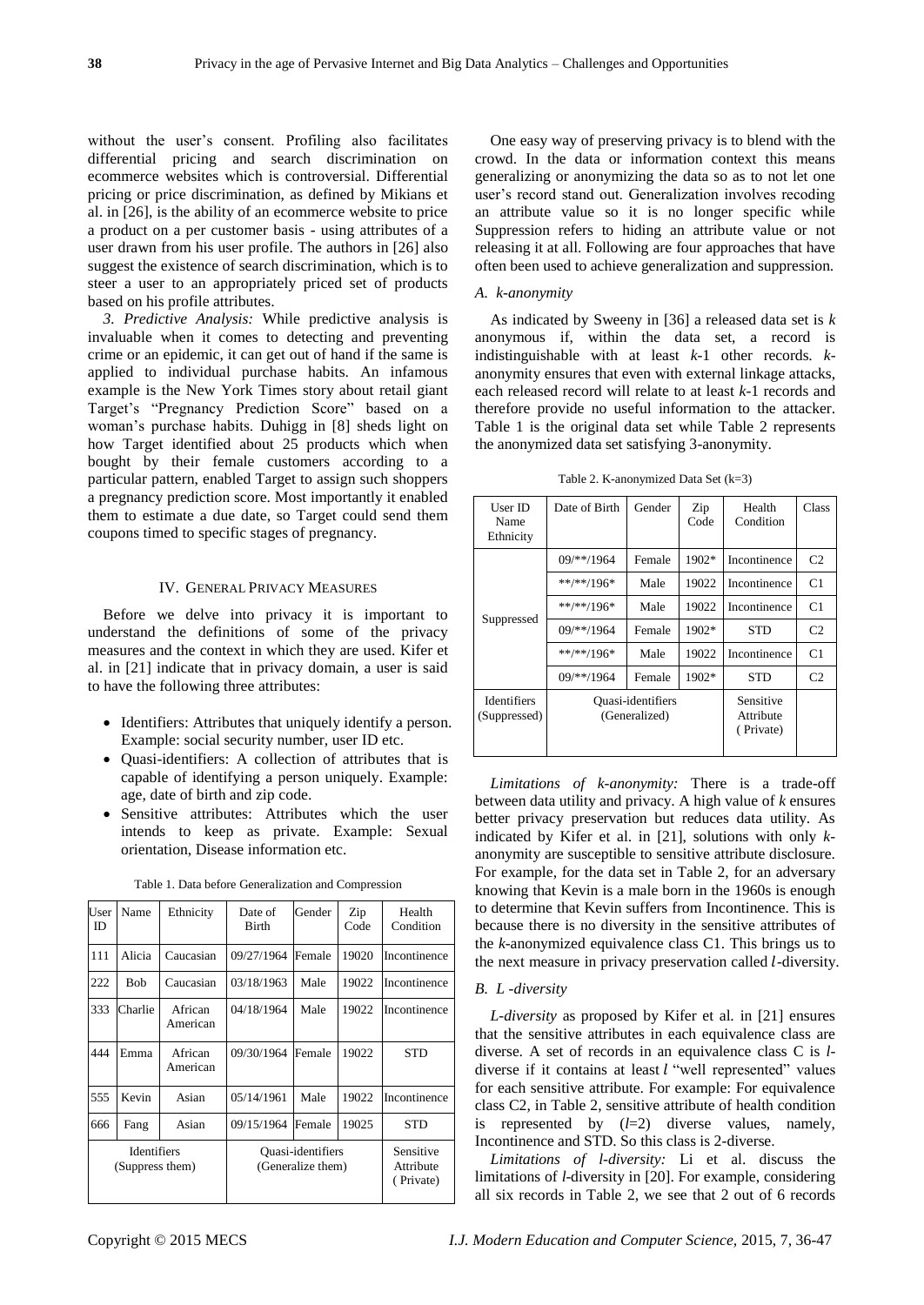without the user's consent. Profiling also facilitates differential pricing and search discrimination on ecommerce websites which is controversial. Differential pricing or price discrimination, as defined by Mikians et al. in [26], is the ability of an ecommerce website to price a product on a per customer basis - using attributes of a user drawn from his user profile. The authors in [26] also suggest the existence of search discrimination, which is to steer a user to an appropriately priced set of products based on his profile attributes.

*3. Predictive Analysis:* While predictive analysis is invaluable when it comes to detecting and preventing crime or an epidemic, it can get out of hand if the same is applied to individual purchase habits. An infamous example is the New York Times story about retail giant Target's "Pregnancy Prediction Score" based on a woman's purchase habits. Duhigg in [8] sheds light on how Target identified about 25 products which when bought by their female customers according to a particular pattern, enabled Target to assign such shoppers a pregnancy prediction score. Most importantly it enabled them to estimate a due date, so Target could send them coupons timed to specific stages of pregnancy.

## IV. General Privacy Measures

Before we delve into privacy it is important to understand the definitions of some of the privacy measures and the context in which they are used. Kifer et al. in [21] indicate that in privacy domain, a user is said to have the following three attributes:

- Identifiers: Attributes that uniquely identify a person. Example: social security number, user ID etc.
- Quasi-identifiers: A collection of attributes that is capable of identifying a person uniquely. Example: age, date of birth and zip code.
- Sensitive attributes: Attributes which the user intends to keep as private. Example: Sexual orientation, Disease information etc.

Table 1. Data before Generalization and Compression

| User ID | Name | Ethnicity | Date of Birth | Gender | Zip Code | Health Condition |
|---|---|---|---|---|---|---|
| 111 | Alicia | Caucasian | 09/27/1964 | Female | 19020 | Incontinence |
| 222 | Bob | Caucasian | 03/18/1963 | Male | 19022 | Incontinence |
| 333 | Charlie | African American | 04/18/1964 | Male | 19022 | Incontinence |
| 444 | Emma | African American | 09/30/1964 | Female | 19022 | STD |
| 555 | Kevin | Asian | 05/14/1961 | Male | 19022 | Incontinence |
| 666 | Fang | Asian | 09/15/1964 | Female | 19025 | STD |
| Identifiers (Suppress them) | | | Quasi-identifiers (Generalize them) | | | Sensitive Attribute (Private) |

One easy way of preserving privacy is to blend with the crowd. In the data or information context this means generalizing or anonymizing the data so as to not let one user's record stand out. Generalization involves recoding an attribute value so it is no longer specific while Suppression refers to hiding an attribute value or not releasing it at all. Following are four approaches that have often been used to achieve generalization and suppression.

### A. k-anonymity

As indicated by Sweeny in [36] a released data set is *k* anonymous if, within the data set, a record is indistinguishable with at least *k*-1 other records. *k*-anonymity ensures that even with external linkage attacks, each released record will relate to at least *k*-1 records and therefore provide no useful information to the attacker. Table 1 is the original data set while Table 2 represents the anonymized data set satisfying 3-anonymity.

Table 2. K-anonymized Data Set (k=3)

| User ID Name Ethnicity | Date of Birth | Gender | Zip Code | Health Condition | Class |
|---|---|---|---|---|---|
| Suppressed | 09/**/1964 | Female | 1902* | Incontinence | C2 |
| | **/**/196* | Male | 19022 | Incontinence | C1 |
| | **/**/196* | Male | 19022 | Incontinence | C1 |
| | 09/**/1964 | Female | 1902* | STD | C2 |
| | **/**/196* | Male | 19022 | Incontinence | C1 |
| | 09/**/1964 | Female | 1902* | STD | C2 |
| Identifiers (Suppressed) | Quasi-identifiers (Generalized) | | | Sensitive Attribute (Private) | |

*Limitations of k-anonymity:* There is a trade-off between data utility and privacy. A high value of *k* ensures better privacy preservation but reduces data utility. As indicated by Kifer et al. in [21], solutions with only *k*-anonymity are susceptible to sensitive attribute disclosure. For example, for the data set in Table 2, for an adversary knowing that Kevin is a male born in the 1960s is enough to determine that Kevin suffers from Incontinence. This is because there is no diversity in the sensitive attributes of the *k*-anonymized equivalence class C1. This brings us to the next measure in privacy preservation called *l*-diversity.

### B. L -diversity

*L-diversity* as proposed by Kifer et al. in [21] ensures that the sensitive attributes in each equivalence class are diverse. A set of records in an equivalence class C is *l*-diverse if it contains at least *l* "well represented" values for each sensitive attribute. For example: For equivalence class C2, in Table 2, sensitive attribute of health condition is represented by (*l*=2) diverse values, namely, Incontinence and STD. So this class is 2-diverse.

*Limitations of l-diversity:* Li et al. discuss the limitations of *l*-diversity in [20]. For example, considering all six records in Table 2, we see that 2 out of 6 records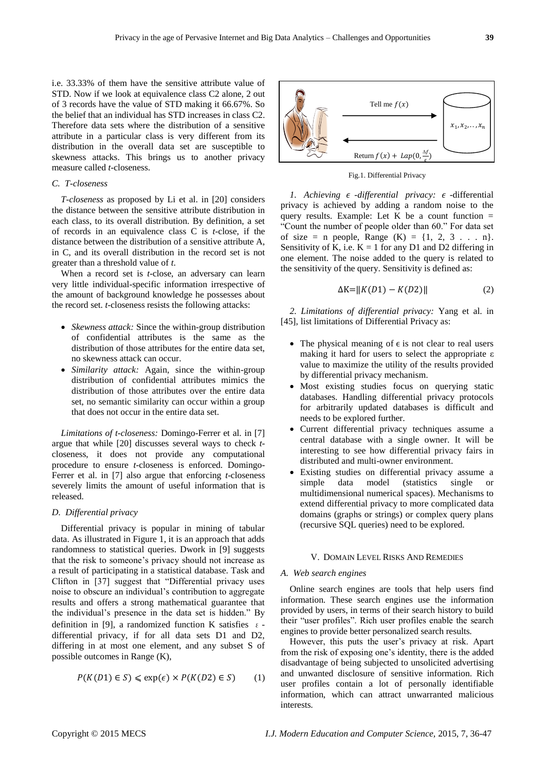i.e. 33.33% of them have the sensitive attribute value of STD. Now if we look at equivalence class C2 alone, 2 out of 3 records have the value of STD making it 66.67%. So the belief that an individual has STD increases in class C2. Therefore data sets where the distribution of a sensitive attribute in a particular class is very different from its distribution in the overall data set are susceptible to skewness attacks. This brings us to another privacy measure called *t*-closeness.

### C. T-closeness

*T-closeness* as proposed by Li et al. in [20] considers the distance between the sensitive attribute distribution in each class, to its overall distribution. By definition, a set of records in an equivalence class C is *t*-close, if the distance between the distribution of a sensitive attribute A, in C, and its overall distribution in the record set is not greater than a threshold value of *t*.

When a record set is *t*-close, an adversary can learn very little individual-specific information irrespective of the amount of background knowledge he possesses about the record set. *t*-closeness resists the following attacks:

- *Skewness attack:* Since the within-group distribution of confidential attributes is the same as the distribution of those attributes for the entire data set, no skewness attack can occur.
- *Similarity attack:* Again, since the within-group distribution of confidential attributes mimics the distribution of those attributes over the entire data set, no semantic similarity can occur within a group that does not occur in the entire data set.

*Limitations of t-closeness:* Domingo-Ferrer et al. in [7] argue that while [20] discusses several ways to check *t*-closeness, it does not provide any computational procedure to ensure *t*-closeness is enforced. Domingo-Ferrer et al. in [7] also argue that enforcing *t*-closeness severely limits the amount of useful information that is released.

### D. Differential privacy

Differential privacy is popular in mining of tabular data. As illustrated in Figure 1, it is an approach that adds randomness to statistical queries. Dwork in [9] suggests that the risk to someone's privacy should not increase as a result of participating in a statistical database. Task and Clifton in [37] suggest that "Differential privacy uses noise to obscure an individual's contribution to aggregate results and offers a strong mathematical guarantee that the individual's presence in the data set is hidden." By definition in [9], a randomized function K satisfies $\varepsilon$-differential privacy, if for all data sets D1 and D2, differing in at most one element, and any subset S of possible outcomes in Range (K),

$$P(K(D1) \in S) \leqslant \exp(\epsilon) \times P(K(D2) \in S) \qquad (1)$$

Tell me $f(x)$

$x_1, x_2, \ldots, x_n$

Return $f(x) + Lap(0, \frac{\Delta f}{\epsilon})$

Fig.1. Differential Privacy

*1. Achieving $\epsilon$-differential privacy:* $\epsilon$-differential privacy is achieved by adding a random noise to the query results. Example: Let K be a count function = "Count the number of people older than 60." For data set of size = n people, Range (K) = {1, 2, 3 . . . n}. Sensitivity of K, i.e. K = 1 for any D1 and D2 differing in one element. The noise added to the query is related to the sensitivity of the query. Sensitivity is defined as:

$$\Delta K = \|K(D1) - K(D2)\| \qquad (2)$$

*2. Limitations of differential privacy:* Yang et al. in [45], list limitations of Differential Privacy as:

- The physical meaning of $\epsilon$ is not clear to real users making it hard for users to select the appropriate $\varepsilon$ value to maximize the utility of the results provided by differential privacy mechanism.
- Most existing studies focus on querying static databases. Handling differential privacy protocols for arbitrarily updated databases is difficult and needs to be explored further.
- Current differential privacy techniques assume a central database with a single owner. It will be interesting to see how differential privacy fairs in distributed and multi-owner environment.
- Existing studies on differential privacy assume a simple data model (statistics single or multidimensional numerical spaces). Mechanisms to extend differential privacy to more complicated data domains (graphs or strings) or complex query plans (recursive SQL queries) need to be explored.

## V. Domain Level Risks And Remedies

### A. Web search engines

Online search engines are tools that help users find information. These search engines use the information provided by users, in terms of their search history to build their "user profiles". Rich user profiles enable the search engines to provide better personalized search results.

However, this puts the user's privacy at risk. Apart from the risk of exposing one's identity, there is the added disadvantage of being subjected to unsolicited advertising and unwanted disclosure of sensitive information. Rich user profiles contain a lot of personally identifiable information, which can attract unwarranted malicious interests.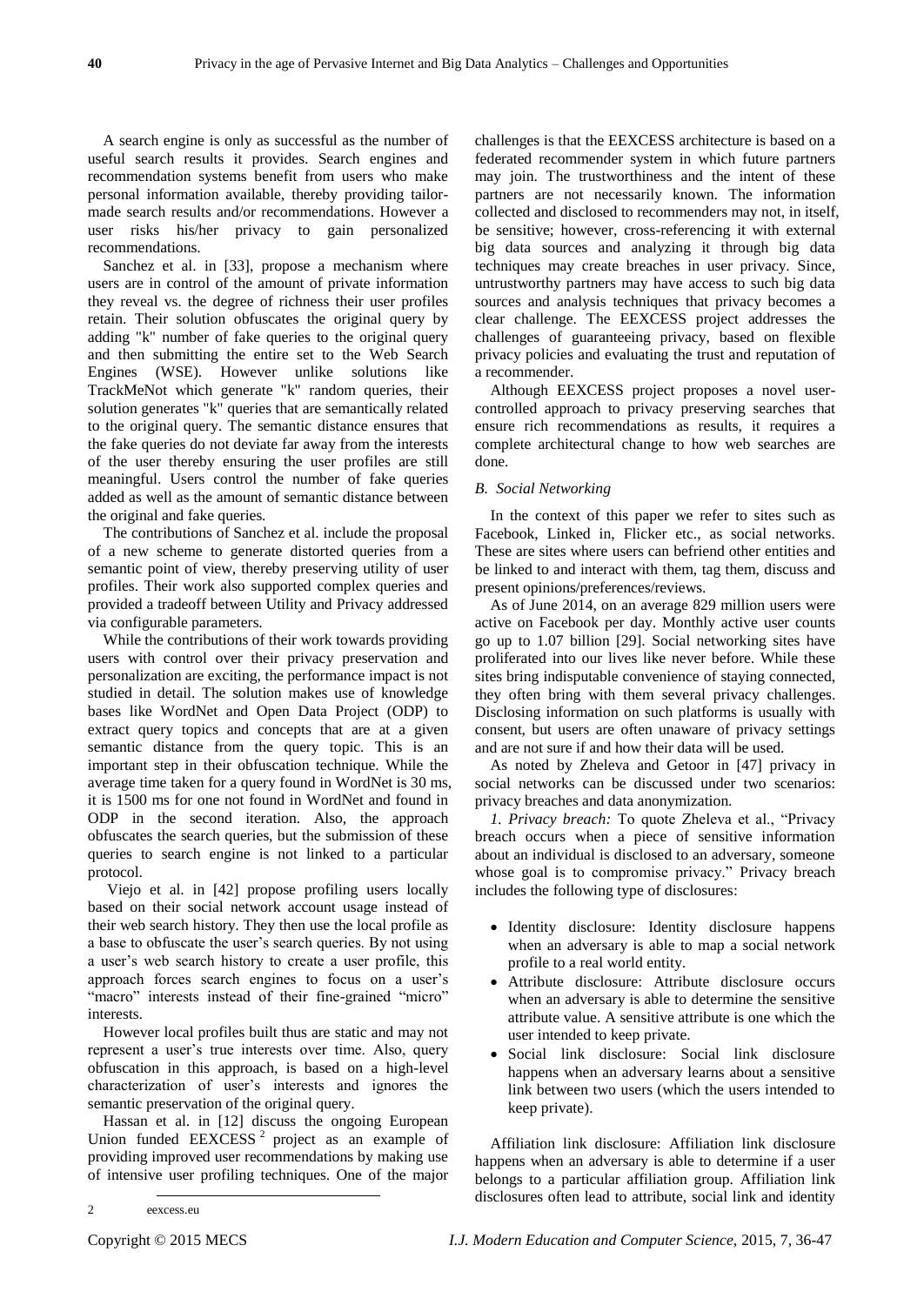A search engine is only as successful as the number of useful search results it provides. Search engines and recommendation systems benefit from users who make personal information available, thereby providing tailor-made search results and/or recommendations. However a user risks his/her privacy to gain personalized recommendations.

Sanchez et al. in [33], propose a mechanism where users are in control of the amount of private information they reveal vs. the degree of richness their user profiles retain. Their solution obfuscates the original query by adding "k" number of fake queries to the original query and then submitting the entire set to the Web Search Engines (WSE). However unlike solutions like TrackMeNot which generate "k" random queries, their solution generates "k" queries that are semantically related to the original query. The semantic distance ensures that the fake queries do not deviate far away from the interests of the user thereby ensuring the user profiles are still meaningful. Users control the number of fake queries added as well as the amount of semantic distance between the original and fake queries.

The contributions of Sanchez et al. include the proposal of a new scheme to generate distorted queries from a semantic point of view, thereby preserving utility of user profiles. Their work also supported complex queries and provided a tradeoff between Utility and Privacy addressed via configurable parameters.

While the contributions of their work towards providing users with control over their privacy preservation and personalization are exciting, the performance impact is not studied in detail. The solution makes use of knowledge bases like WordNet and Open Data Project (ODP) to extract query topics and concepts that are at a given semantic distance from the query topic. This is an important step in their obfuscation technique. While the average time taken for a query found in WordNet is 30 ms, it is 1500 ms for one not found in WordNet and found in ODP in the second iteration. Also, the approach obfuscates the search queries, but the submission of these queries to search engine is not linked to a particular protocol.

Viejo et al. in [42] propose profiling users locally based on their social network account usage instead of their web search history. They then use the local profile as a base to obfuscate the user's search queries. By not using a user's web search history to create a user profile, this approach forces search engines to focus on a user's "macro" interests instead of their fine-grained "micro" interests.

However local profiles built thus are static and may not represent a user's true interests over time. Also, query obfuscation in this approach, is based on a high-level characterization of user's interests and ignores the semantic preservation of the original query.

Hassan et al. in [12] discuss the ongoing European Union funded EEXCESS [2] project as an example of providing improved user recommendations by making use of intensive user profiling techniques. One of the major challenges is that the EEXCESS architecture is based on a federated recommender system in which future partners may join. The trustworthiness and the intent of these partners are not necessarily known. The information collected and disclosed to recommenders may not, in itself, be sensitive; however, cross-referencing it with external big data sources and analyzing it through big data techniques may create breaches in user privacy. Since, untrustworthy partners may have access to such big data sources and analysis techniques that privacy becomes a clear challenge. The EEXCESS project addresses the challenges of guaranteeing privacy, based on flexible privacy policies and evaluating the trust and reputation of a recommender.

Although EEXCESS project proposes a novel user-controlled approach to privacy preserving searches that ensure rich recommendations as results, it requires a complete architectural change to how web searches are done.

### *B. Social Networking*

In the context of this paper we refer to sites such as Facebook, Linked in, Flicker etc., as social networks. These are sites where users can befriend other entities and be linked to and interact with them, tag them, discuss and present opinions/preferences/reviews.

As of June 2014, on an average 829 million users were active on Facebook per day. Monthly active user counts go up to 1.07 billion [29]. Social networking sites have proliferated into our lives like never before. While these sites bring indisputable convenience of staying connected, they often bring with them several privacy challenges. Disclosing information on such platforms is usually with consent, but users are often unaware of privacy settings and are not sure if and how their data will be used.

As noted by Zheleva and Getoor in [47] privacy in social networks can be discussed under two scenarios: privacy breaches and data anonymization.

*1. Privacy breach:* To quote Zheleva et al., "Privacy breach occurs when a piece of sensitive information about an individual is disclosed to an adversary, someone whose goal is to compromise privacy." Privacy breach includes the following type of disclosures:

- Identity disclosure: Identity disclosure happens when an adversary is able to map a social network profile to a real world entity.
- Attribute disclosure: Attribute disclosure occurs when an adversary is able to determine the sensitive attribute value. A sensitive attribute is one which the user intended to keep private.
- Social link disclosure: Social link disclosure happens when an adversary learns about a sensitive link between two users (which the users intended to keep private).

Affiliation link disclosure: Affiliation link disclosure happens when an adversary is able to determine if a user belongs to a particular affiliation group. Affiliation link disclosures often lead to attribute, social link and identity

[2] eexcess.eu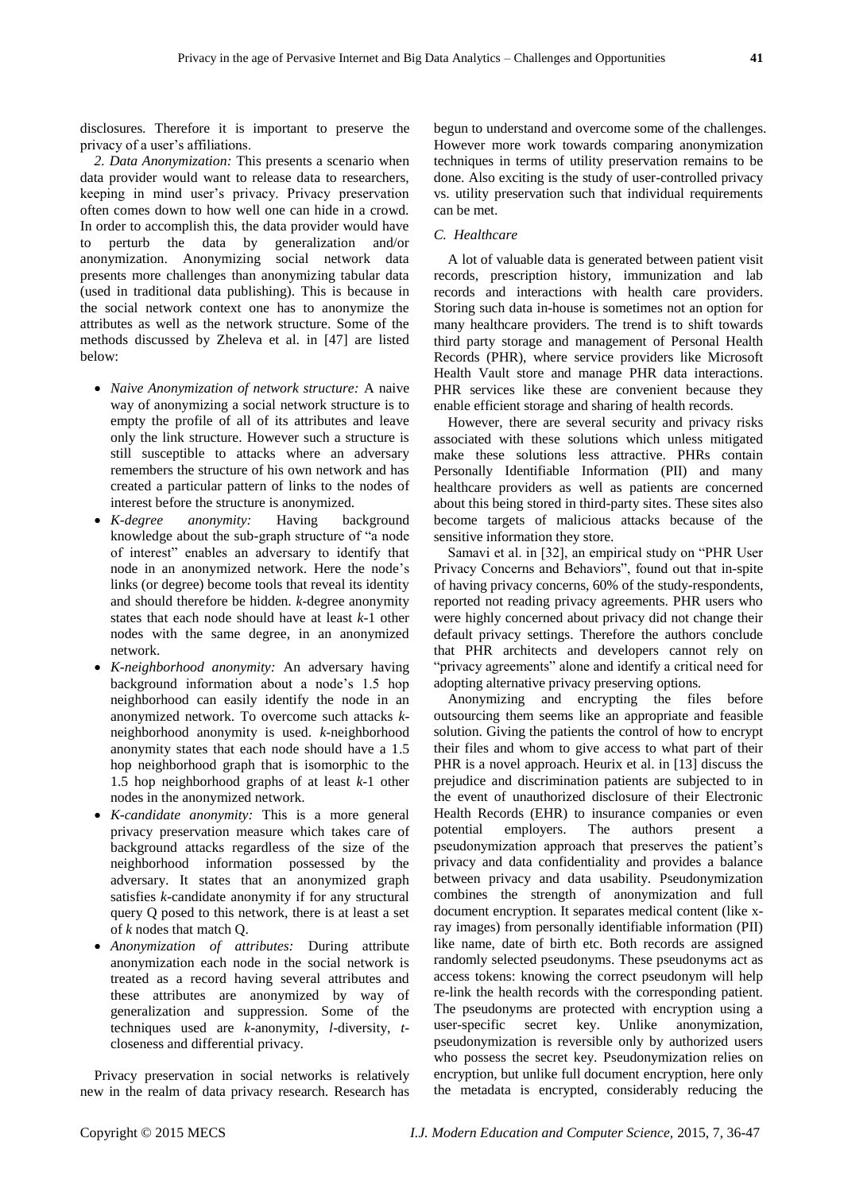disclosures. Therefore it is important to preserve the privacy of a user's affiliations.

*2. Data Anonymization:* This presents a scenario when data provider would want to release data to researchers, keeping in mind user's privacy. Privacy preservation often comes down to how well one can hide in a crowd. In order to accomplish this, the data provider would have to perturb the data by generalization and/or anonymization. Anonymizing social network data presents more challenges than anonymizing tabular data (used in traditional data publishing). This is because in the social network context one has to anonymize the attributes as well as the network structure. Some of the methods discussed by Zheleva et al. in [47] are listed below:

- *Naive Anonymization of network structure:* A naive way of anonymizing a social network structure is to empty the profile of all of its attributes and leave only the link structure. However such a structure is still susceptible to attacks where an adversary remembers the structure of his own network and has created a particular pattern of links to the nodes of interest before the structure is anonymized.
- *K-degree anonymity:* Having background knowledge about the sub-graph structure of "a node of interest" enables an adversary to identify that node in an anonymized network. Here the node's links (or degree) become tools that reveal its identity and should therefore be hidden. *k*-degree anonymity states that each node should have at least *k*-1 other nodes with the same degree, in an anonymized network.
- *K-neighborhood anonymity:* An adversary having background information about a node's 1.5 hop neighborhood can easily identify the node in an anonymized network. To overcome such attacks *k*-neighborhood anonymity is used. *k*-neighborhood anonymity states that each node should have a 1.5 hop neighborhood graph that is isomorphic to the 1.5 hop neighborhood graphs of at least *k*-1 other nodes in the anonymized network.
- *K-candidate anonymity:* This is a more general privacy preservation measure which takes care of background attacks regardless of the size of the neighborhood information possessed by the adversary. It states that an anonymized graph satisfies *k*-candidate anonymity if for any structural query Q posed to this network, there is at least a set of *k* nodes that match Q.
- *Anonymization of attributes:* During attribute anonymization each node in the social network is treated as a record having several attributes and these attributes are anonymized by way of generalization and suppression. Some of the techniques used are *k*-anonymity, *l*-diversity, *t*-closeness and differential privacy.

Privacy preservation in social networks is relatively new in the realm of data privacy research. Research has begun to understand and overcome some of the challenges. However more work towards comparing anonymization techniques in terms of utility preservation remains to be done. Also exciting is the study of user-controlled privacy vs. utility preservation such that individual requirements can be met.

### *C. Healthcare*

A lot of valuable data is generated between patient visit records, prescription history, immunization and lab records and interactions with health care providers. Storing such data in-house is sometimes not an option for many healthcare providers. The trend is to shift towards third party storage and management of Personal Health Records (PHR), where service providers like Microsoft Health Vault store and manage PHR data interactions. PHR services like these are convenient because they enable efficient storage and sharing of health records.

However, there are several security and privacy risks associated with these solutions which unless mitigated make these solutions less attractive. PHRs contain Personally Identifiable Information (PII) and many healthcare providers as well as patients are concerned about this being stored in third-party sites. These sites also become targets of malicious attacks because of the sensitive information they store.

Samavi et al. in [32], an empirical study on "PHR User Privacy Concerns and Behaviors", found out that in-spite of having privacy concerns, 60% of the study-respondents, reported not reading privacy agreements. PHR users who were highly concerned about privacy did not change their default privacy settings. Therefore the authors conclude that PHR architects and developers cannot rely on "privacy agreements" alone and identify a critical need for adopting alternative privacy preserving options.

Anonymizing and encrypting the files before outsourcing them seems like an appropriate and feasible solution. Giving the patients the control of how to encrypt their files and whom to give access to what part of their PHR is a novel approach. Heurix et al. in [13] discuss the prejudice and discrimination patients are subjected to in the event of unauthorized disclosure of their Electronic Health Records (EHR) to insurance companies or even potential employers. The authors present a pseudonymization approach that preserves the patient's privacy and data confidentiality and provides a balance between privacy and data usability. Pseudonymization combines the strength of anonymization and full document encryption. It separates medical content (like x-ray images) from personally identifiable information (PII) like name, date of birth etc. Both records are assigned randomly selected pseudonyms. These pseudonyms act as access tokens: knowing the correct pseudonym will help re-link the health records with the corresponding patient. The pseudonyms are protected with encryption using a user-specific secret key. Unlike anonymization, pseudonymization is reversible only by authorized users who possess the secret key. Pseudonymization relies on encryption, but unlike full document encryption, here only the metadata is encrypted, considerably reducing the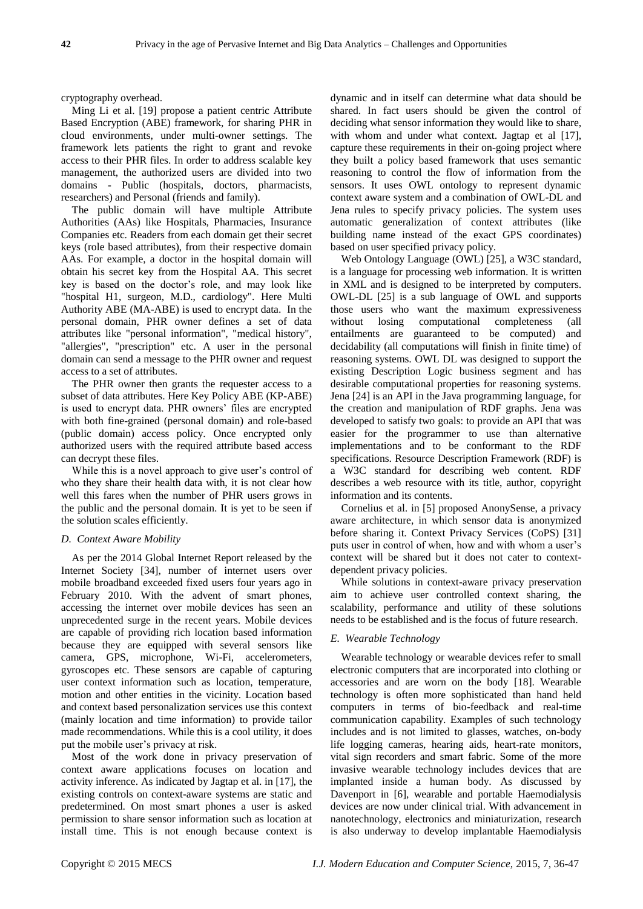cryptography overhead.

Ming Li et al. [19] propose a patient centric Attribute Based Encryption (ABE) framework, for sharing PHR in cloud environments, under multi-owner settings. The framework lets patients the right to grant and revoke access to their PHR files. In order to address scalable key management, the authorized users are divided into two domains - Public (hospitals, doctors, pharmacists, researchers) and Personal (friends and family).

The public domain will have multiple Attribute Authorities (AAs) like Hospitals, Pharmacies, Insurance Companies etc. Readers from each domain get their secret keys (role based attributes), from their respective domain AAs. For example, a doctor in the hospital domain will obtain his secret key from the Hospital AA. This secret key is based on the doctor's role, and may look like "hospital H1, surgeon, M.D., cardiology". Here Multi Authority ABE (MA-ABE) is used to encrypt data. In the personal domain, PHR owner defines a set of data attributes like "personal information", "medical history", "allergies", "prescription" etc. A user in the personal domain can send a message to the PHR owner and request access to a set of attributes.

The PHR owner then grants the requester access to a subset of data attributes. Here Key Policy ABE (KP-ABE) is used to encrypt data. PHR owners' files are encrypted with both fine-grained (personal domain) and role-based (public domain) access policy. Once encrypted only authorized users with the required attribute based access can decrypt these files.

While this is a novel approach to give user's control of who they share their health data with, it is not clear how well this fares when the number of PHR users grows in the public and the personal domain. It is yet to be seen if the solution scales efficiently.

### *D. Context Aware Mobility*

As per the 2014 Global Internet Report released by the Internet Society [34], number of internet users over mobile broadband exceeded fixed users four years ago in February 2010. With the advent of smart phones, accessing the internet over mobile devices has seen an unprecedented surge in the recent years. Mobile devices are capable of providing rich location based information because they are equipped with several sensors like camera, GPS, microphone, Wi-Fi, accelerometers, gyroscopes etc. These sensors are capable of capturing user context information such as location, temperature, motion and other entities in the vicinity. Location based and context based personalization services use this context (mainly location and time information) to provide tailor made recommendations. While this is a cool utility, it does put the mobile user's privacy at risk.

Most of the work done in privacy preservation of context aware applications focuses on location and activity inference. As indicated by Jagtap et al. in [17], the existing controls on context-aware systems are static and predetermined. On most smart phones a user is asked permission to share sensor information such as location at install time. This is not enough because context is dynamic and in itself can determine what data should be shared. In fact users should be given the control of deciding what sensor information they would like to share, with whom and under what context. Jagtap et al [17], capture these requirements in their on-going project where they built a policy based framework that uses semantic reasoning to control the flow of information from the sensors. It uses OWL ontology to represent dynamic context aware system and a combination of OWL-DL and Jena rules to specify privacy policies. The system uses automatic generalization of context attributes (like building name instead of the exact GPS coordinates) based on user specified privacy policy.

Web Ontology Language (OWL) [25], a W3C standard, is a language for processing web information. It is written in XML and is designed to be interpreted by computers. OWL-DL [25] is a sub language of OWL and supports those users who want the maximum expressiveness without losing computational completeness (all entailments are guaranteed to be computed) and decidability (all computations will finish in finite time) of reasoning systems. OWL DL was designed to support the existing Description Logic business segment and has desirable computational properties for reasoning systems. Jena [24] is an API in the Java programming language, for the creation and manipulation of RDF graphs. Jena was developed to satisfy two goals: to provide an API that was easier for the programmer to use than alternative implementations and to be conformant to the RDF specifications. Resource Description Framework (RDF) is a W3C standard for describing web content. RDF describes a web resource with its title, author, copyright information and its contents.

Cornelius et al. in [5] proposed AnonySense, a privacy aware architecture, in which sensor data is anonymized before sharing it. Context Privacy Services (CoPS) [31] puts user in control of when, how and with whom a user's context will be shared but it does not cater to context-dependent privacy policies.

While solutions in context-aware privacy preservation aim to achieve user controlled context sharing, the scalability, performance and utility of these solutions needs to be established and is the focus of future research.

### *E. Wearable Technology*

Wearable technology or wearable devices refer to small electronic computers that are incorporated into clothing or accessories and are worn on the body [18]. Wearable technology is often more sophisticated than hand held computers in terms of bio-feedback and real-time communication capability. Examples of such technology includes and is not limited to glasses, watches, on-body life logging cameras, hearing aids, heart-rate monitors, vital sign recorders and smart fabric. Some of the more invasive wearable technology includes devices that are implanted inside a human body. As discussed by Davenport in [6], wearable and portable Haemodialysis devices are now under clinical trial. With advancement in nanotechnology, electronics and miniaturization, research is also underway to develop implantable Haemodialysis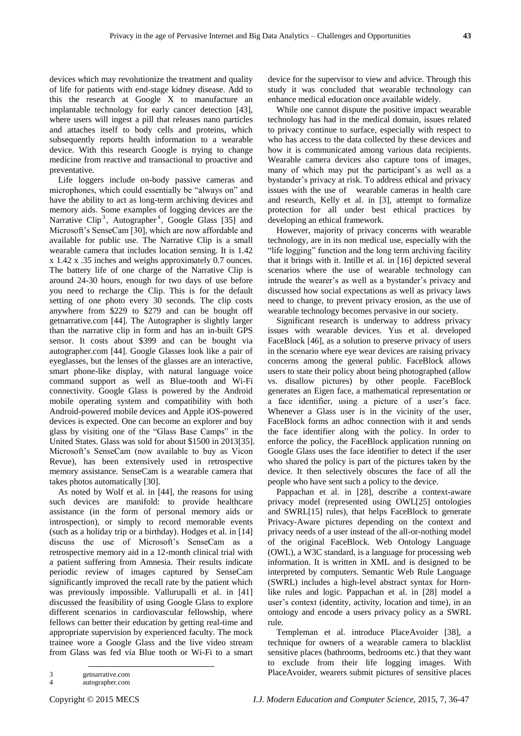devices which may revolutionize the treatment and quality of life for patients with end-stage kidney disease. Add to this the research at Google X to manufacture an implantable technology for early cancer detection [43], where users will ingest a pill that releases nano particles and attaches itself to body cells and proteins, which subsequently reports health information to a wearable device. With this research Google is trying to change medicine from reactive and transactional to proactive and preventative.

Life loggers include on-body passive cameras and microphones, which could essentially be "always on" and have the ability to act as long-term archiving devices and memory aids. Some examples of logging devices are the Narrative Clip[3], Autographer[4], Google Glass [35] and Microsoft's SenseCam [30], which are now affordable and available for public use. The Narrative Clip is a small wearable camera that includes location sensing. It is 1.42 x 1.42 x .35 inches and weighs approximately 0.7 ounces. The battery life of one charge of the Narrative Clip is around 24-30 hours, enough for two days of use before you need to recharge the Clip. This is for the default setting of one photo every 30 seconds. The clip costs anywhere from $229 to $279 and can be bought off getnarrative.com [44]. The Autographer is slightly larger than the narrative clip in form and has an in-built GPS sensor. It costs about $399 and can be bought via autographer.com [44]. Google Glasses look like a pair of eyeglasses, but the lenses of the glasses are an interactive, smart phone-like display, with natural language voice command support as well as Blue-tooth and Wi-Fi connectivity. Google Glass is powered by the Android mobile operating system and compatibility with both Android-powered mobile devices and Apple iOS-powered devices is expected. One can become an explorer and buy glass by visiting one of the "Glass Base Camps" in the United States. Glass was sold for about $1500 in 2013[35]. Microsoft's SenseCam (now available to buy as Vicon Revue), has been extensively used in retrospective memory assistance. SenseCam is a wearable camera that takes photos automatically [30].

As noted by Wolf et al. in [44], the reasons for using such devices are manifold: to provide healthcare assistance (in the form of personal memory aids or introspection), or simply to record memorable events (such as a holiday trip or a birthday). Hodges et al. in [14] discuss the use of Microsoft's SenseCam as a retrospective memory aid in a 12-month clinical trial with a patient suffering from Amnesia. Their results indicate periodic review of images captured by SenseCam significantly improved the recall rate by the patient which was previously impossible. Vallurupalli et al. in [41] discussed the feasibility of using Google Glass to explore different scenarios in cardiovascular fellowship, where fellows can better their education by getting real-time and appropriate supervision by experienced faculty. The mock trainee wore a Google Glass and the live video stream from Glass was fed via Blue tooth or Wi-Fi to a smart device for the supervisor to view and advice. Through this study it was concluded that wearable technology can enhance medical education once available widely.

While one cannot dispute the positive impact wearable technology has had in the medical domain, issues related to privacy continue to surface, especially with respect to who has access to the data collected by these devices and how it is communicated among various data recipients. Wearable camera devices also capture tons of images, many of which may put the participant's as well as a bystander's privacy at risk. To address ethical and privacy issues with the use of wearable cameras in health care and research, Kelly et al. in [3], attempt to formalize protection for all under best ethical practices by developing an ethical framework.

However, majority of privacy concerns with wearable technology, are in its non medical use, especially with the "life logging" function and the long term archiving facility that it brings with it. Intille et al. in [16] depicted several scenarios where the use of wearable technology can intrude the wearer's as well as a bystander's privacy and discussed how social expectations as well as privacy laws need to change, to prevent privacy erosion, as the use of wearable technology becomes pervasive in our society.

Significant research is underway to address privacy issues with wearable devices. Yus et al. developed FaceBlock [46], as a solution to preserve privacy of users in the scenario where eye wear devices are raising privacy concerns among the general public. FaceBlock allows users to state their policy about being photographed (allow vs. disallow pictures) by other people. FaceBlock generates an Eigen face, a mathematical representation or a face identifier, using a picture of a user's face. Whenever a Glass user is in the vicinity of the user, FaceBlock forms an adhoc connection with it and sends the face identifier along with the policy. In order to enforce the policy, the FaceBlock application running on Google Glass uses the face identifier to detect if the user who shared the policy is part of the pictures taken by the device. It then selectively obscures the face of all the people who have sent such a policy to the device.

Pappachan et al. in [28], describe a context-aware privacy model (represented using OWL[25] ontologies and SWRL[15] rules), that helps FaceBlock to generate Privacy-Aware pictures depending on the context and privacy needs of a user instead of the all-or-nothing model of the original FaceBlock. Web Ontology Language (OWL), a W3C standard, is a language for processing web information. It is written in XML and is designed to be interpreted by computers. Semantic Web Rule Language (SWRL) includes a high-level abstract syntax for Horn-like rules and logic. Pappachan et al. in [28] model a user's context (identity, activity, location and time), in an ontology and encode a users privacy policy as a SWRL rule.

Templeman et al. introduce PlaceAvoider [38], a technique for owners of a wearable camera to blacklist sensitive places (bathrooms, bedrooms etc.) that they want to exclude from their life logging images. With PlaceAvoider, wearers submit pictures of sensitive places

[3] getnarrative.com
[4] autographer.com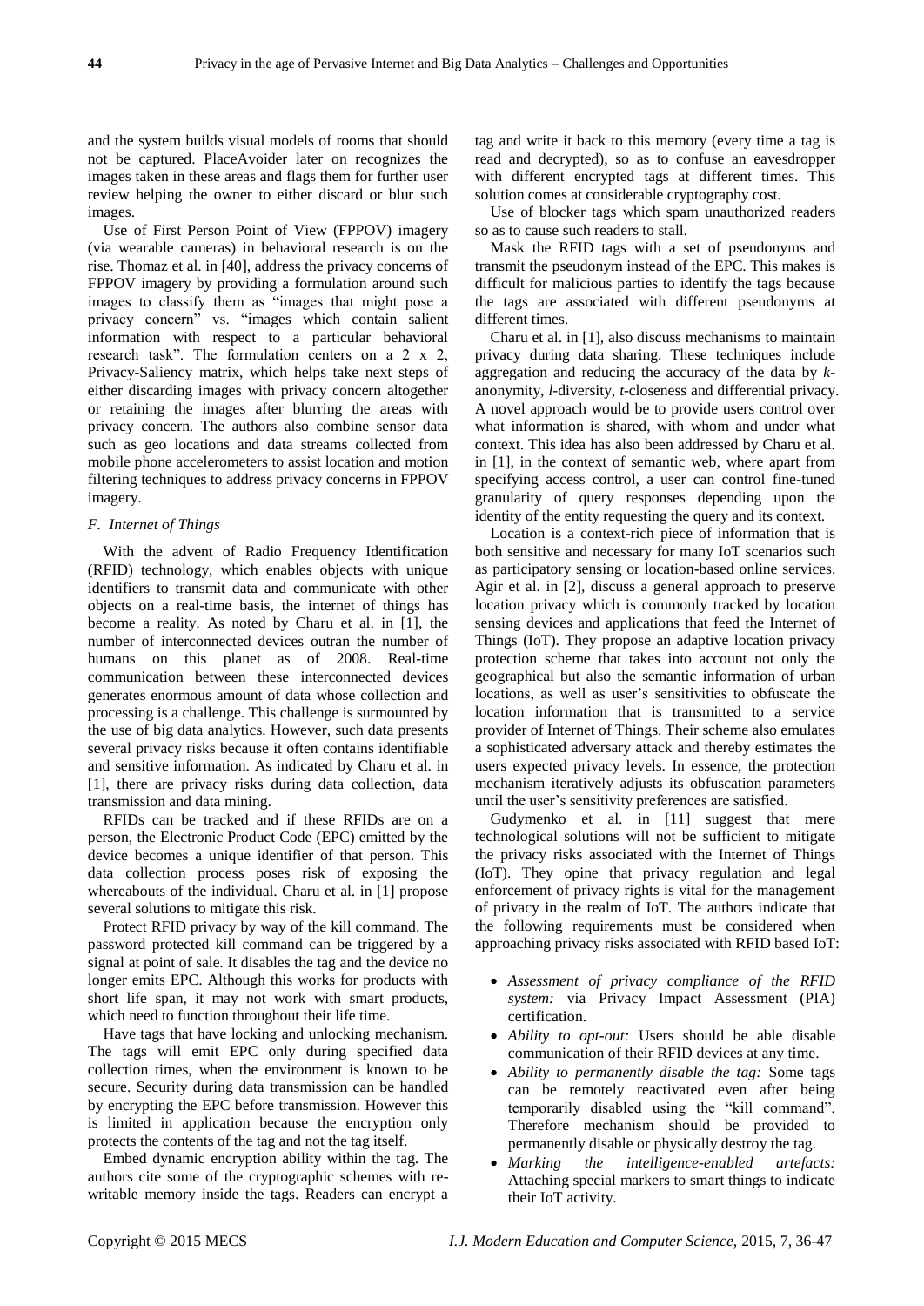and the system builds visual models of rooms that should not be captured. PlaceAvoider later on recognizes the images taken in these areas and flags them for further user review helping the owner to either discard or blur such images.

Use of First Person Point of View (FPPOV) imagery (via wearable cameras) in behavioral research is on the rise. Thomaz et al. in [40], address the privacy concerns of FPPOV imagery by providing a formulation around such images to classify them as "images that might pose a privacy concern" vs. "images which contain salient information with respect to a particular behavioral research task". The formulation centers on a 2 x 2, Privacy-Saliency matrix, which helps take next steps of either discarding images with privacy concern altogether or retaining the images after blurring the areas with privacy concern. The authors also combine sensor data such as geo locations and data streams collected from mobile phone accelerometers to assist location and motion filtering techniques to address privacy concerns in FPPOV imagery.

### *F. Internet of Things*

With the advent of Radio Frequency Identification (RFID) technology, which enables objects with unique identifiers to transmit data and communicate with other objects on a real-time basis, the internet of things has become a reality. As noted by Charu et al. in [1], the number of interconnected devices outran the number of humans on this planet as of 2008. Real-time communication between these interconnected devices generates enormous amount of data whose collection and processing is a challenge. This challenge is surmounted by the use of big data analytics. However, such data presents several privacy risks because it often contains identifiable and sensitive information. As indicated by Charu et al. in [1], there are privacy risks during data collection, data transmission and data mining.

RFIDs can be tracked and if these RFIDs are on a person, the Electronic Product Code (EPC) emitted by the device becomes a unique identifier of that person. This data collection process poses risk of exposing the whereabouts of the individual. Charu et al. in [1] propose several solutions to mitigate this risk.

Protect RFID privacy by way of the kill command. The password protected kill command can be triggered by a signal at point of sale. It disables the tag and the device no longer emits EPC. Although this works for products with short life span, it may not work with smart products, which need to function throughout their life time.

Have tags that have locking and unlocking mechanism. The tags will emit EPC only during specified data collection times, when the environment is known to be secure. Security during data transmission can be handled by encrypting the EPC before transmission. However this is limited in application because the encryption only protects the contents of the tag and not the tag itself.

Embed dynamic encryption ability within the tag. The authors cite some of the cryptographic schemes with re-writable memory inside the tags. Readers can encrypt a tag and write it back to this memory (every time a tag is read and decrypted), so as to confuse an eavesdropper with different encrypted tags at different times. This solution comes at considerable cryptography cost.

Use of blocker tags which spam unauthorized readers so as to cause such readers to stall.

Mask the RFID tags with a set of pseudonyms and transmit the pseudonym instead of the EPC. This makes is difficult for malicious parties to identify the tags because the tags are associated with different pseudonyms at different times.

Charu et al. in [1], also discuss mechanisms to maintain privacy during data sharing. These techniques include aggregation and reducing the accuracy of the data by *k*-anonymity, *l*-diversity, *t*-closeness and differential privacy. A novel approach would be to provide users control over what information is shared, with whom and under what context. This idea has also been addressed by Charu et al. in [1], in the context of semantic web, where apart from specifying access control, a user can control fine-tuned granularity of query responses depending upon the identity of the entity requesting the query and its context.

Location is a context-rich piece of information that is both sensitive and necessary for many IoT scenarios such as participatory sensing or location-based online services. Agir et al. in [2], discuss a general approach to preserve location privacy which is commonly tracked by location sensing devices and applications that feed the Internet of Things (IoT). They propose an adaptive location privacy protection scheme that takes into account not only the geographical but also the semantic information of urban locations, as well as user's sensitivities to obfuscate the location information that is transmitted to a service provider of Internet of Things. Their scheme also emulates a sophisticated adversary attack and thereby estimates the users expected privacy levels. In essence, the protection mechanism iteratively adjusts its obfuscation parameters until the user's sensitivity preferences are satisfied.

Gudymenko et al. in [11] suggest that mere technological solutions will not be sufficient to mitigate the privacy risks associated with the Internet of Things (IoT). They opine that privacy regulation and legal enforcement of privacy rights is vital for the management of privacy in the realm of IoT. The authors indicate that the following requirements must be considered when approaching privacy risks associated with RFID based IoT:

- *Assessment of privacy compliance of the RFID system:* via Privacy Impact Assessment (PIA) certification.
- *Ability to opt-out:* Users should be able disable communication of their RFID devices at any time.
- *Ability to permanently disable the tag:* Some tags can be remotely reactivated even after being temporarily disabled using the "kill command". Therefore mechanism should be provided to permanently disable or physically destroy the tag.
- *Marking the intelligence-enabled artefacts:* Attaching special markers to smart things to indicate their IoT activity.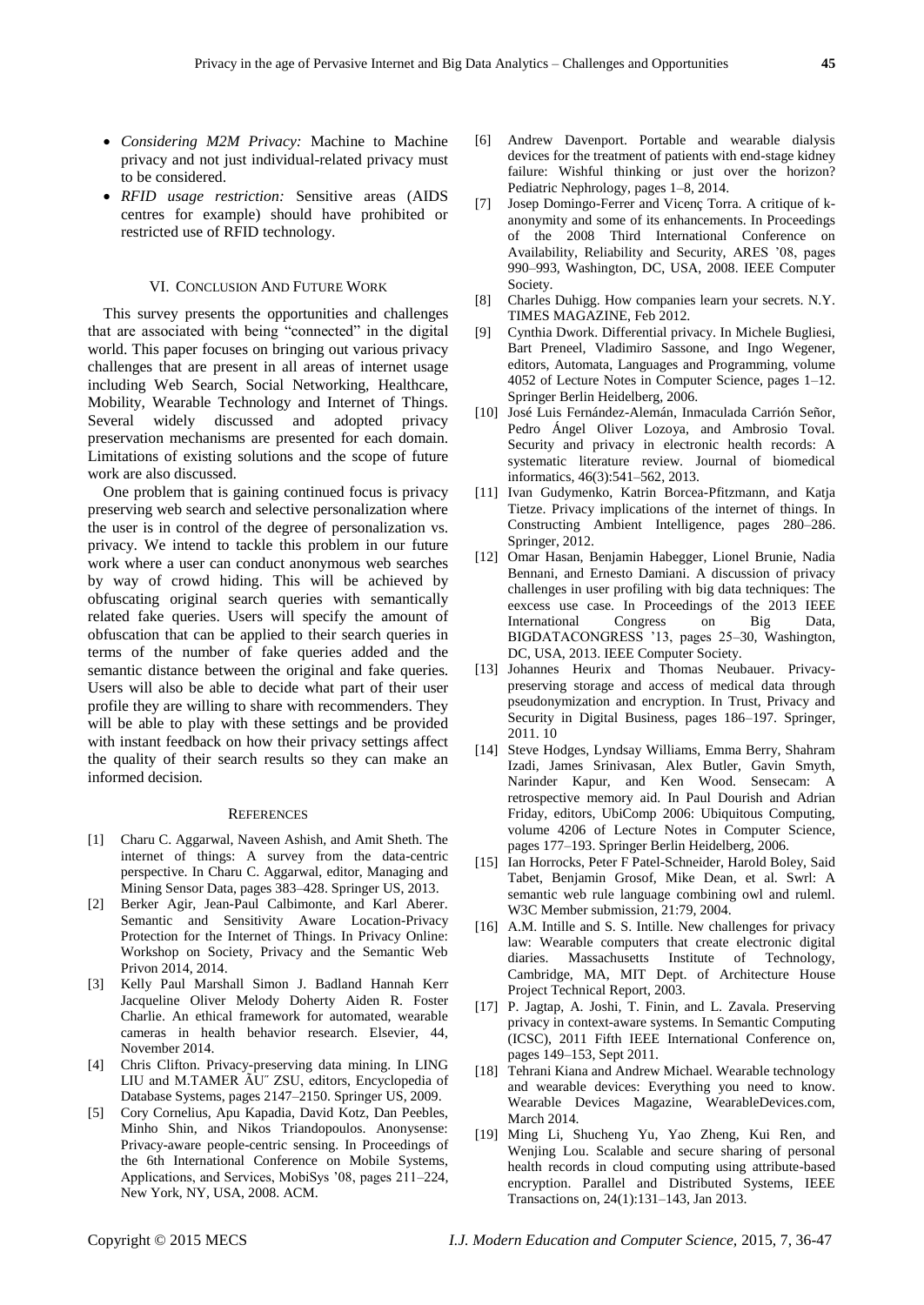- *Considering M2M Privacy:* Machine to Machine privacy and not just individual-related privacy must to be considered.
- *RFID usage restriction:* Sensitive areas (AIDS centres for example) should have prohibited or restricted use of RFID technology.

## VI. Conclusion And Future Work

This survey presents the opportunities and challenges that are associated with being "connected" in the digital world. This paper focuses on bringing out various privacy challenges that are present in all areas of internet usage including Web Search, Social Networking, Healthcare, Mobility, Wearable Technology and Internet of Things. Several widely discussed and adopted privacy preservation mechanisms are presented for each domain. Limitations of existing solutions and the scope of future work are also discussed.

One problem that is gaining continued focus is privacy preserving web search and selective personalization where the user is in control of the degree of personalization vs. privacy. We intend to tackle this problem in our future work where a user can conduct anonymous web searches by way of crowd hiding. This will be achieved by obfuscating original search queries with semantically related fake queries. Users will specify the amount of obfuscation that can be applied to their search queries in terms of the number of fake queries added and the semantic distance between the original and fake queries. Users will also be able to decide what part of their user profile they are willing to share with recommenders. They will be able to play with these settings and be provided with instant feedback on how their privacy settings affect the quality of their search results so they can make an informed decision.

## References

[1] Charu C. Aggarwal, Naveen Ashish, and Amit Sheth. The internet of things: A survey from the data-centric perspective. In Charu C. Aggarwal, editor, Managing and Mining Sensor Data, pages 383–428. Springer US, 2013.

[2] Berker Agir, Jean-Paul Calbimonte, and Karl Aberer. Semantic and Sensitivity Aware Location-Privacy Protection for the Internet of Things. In Privacy Online: Workshop on Society, Privacy and the Semantic Web Privon 2014, 2014.

[3] Kelly Paul Marshall Simon J. Badland Hannah Kerr Jacqueline Oliver Melody Doherty Aiden R. Foster Charlie. An ethical framework for automated, wearable cameras in health behavior research. Elsevier, 44, November 2014.

[4] Chris Clifton. Privacy-preserving data mining. In LING LIU and M.TAMER ÃU˝ ZSU, editors, Encyclopedia of Database Systems, pages 2147–2150. Springer US, 2009.

[5] Cory Cornelius, Apu Kapadia, David Kotz, Dan Peebles, Minho Shin, and Nikos Triandopoulos. Anonysense: Privacy-aware people-centric sensing. In Proceedings of the 6th International Conference on Mobile Systems, Applications, and Services, MobiSys '08, pages 211–224, New York, NY, USA, 2008. ACM.

[6] Andrew Davenport. Portable and wearable dialysis devices for the treatment of patients with end-stage kidney failure: Wishful thinking or just over the horizon? Pediatric Nephrology, pages 1–8, 2014.

[7] Josep Domingo-Ferrer and Vicenç Torra. A critique of k-anonymity and some of its enhancements. In Proceedings of the 2008 Third International Conference on Availability, Reliability and Security, ARES '08, pages 990–993, Washington, DC, USA, 2008. IEEE Computer Society.

[8] Charles Duhigg. How companies learn your secrets. N.Y. TIMES MAGAZINE, Feb 2012.

[9] Cynthia Dwork. Differential privacy. In Michele Bugliesi, Bart Preneel, Vladimiro Sassone, and Ingo Wegener, editors, Automata, Languages and Programming, volume 4052 of Lecture Notes in Computer Science, pages 1–12. Springer Berlin Heidelberg, 2006.

[10] José Luis Fernández-Alemán, Inmaculada Carrión Señor, Pedro Ángel Oliver Lozoya, and Ambrosio Toval. Security and privacy in electronic health records: A systematic literature review. Journal of biomedical informatics, 46(3):541–562, 2013.

[11] Ivan Gudymenko, Katrin Borcea-Pfitzmann, and Katja Tietze. Privacy implications of the internet of things. In Constructing Ambient Intelligence, pages 280–286. Springer, 2012.

[12] Omar Hasan, Benjamin Habegger, Lionel Brunie, Nadia Bennani, and Ernesto Damiani. A discussion of privacy challenges in user profiling with big data techniques: The eexcess use case. In Proceedings of the 2013 IEEE International Congress on Big Data, BIGDATACONGRESS '13, pages 25–30, Washington, DC, USA, 2013. IEEE Computer Society.

[13] Johannes Heurix and Thomas Neubauer. Privacy-preserving storage and access of medical data through pseudonymization and encryption. In Trust, Privacy and Security in Digital Business, pages 186–197. Springer, 2011. 10

[14] Steve Hodges, Lyndsay Williams, Emma Berry, Shahram Izadi, James Srinivasan, Alex Butler, Gavin Smyth, Narinder Kapur, and Ken Wood. Sensecam: A retrospective memory aid. In Paul Dourish and Adrian Friday, editors, UbiComp 2006: Ubiquitous Computing, volume 4206 of Lecture Notes in Computer Science, pages 177–193. Springer Berlin Heidelberg, 2006.

[15] Ian Horrocks, Peter F Patel-Schneider, Harold Boley, Said Tabet, Benjamin Grosof, Mike Dean, et al. Swrl: A semantic web rule language combining owl and ruleml. W3C Member submission, 21:79, 2004.

[16] A.M. Intille and S. S. Intille. New challenges for privacy law: Wearable computers that create electronic digital diaries. Massachusetts Institute of Technology, Cambridge, MA, MIT Dept. of Architecture House Project Technical Report, 2003.

[17] P. Jagtap, A. Joshi, T. Finin, and L. Zavala. Preserving privacy in context-aware systems. In Semantic Computing (ICSC), 2011 Fifth IEEE International Conference on, pages 149–153, Sept 2011.

[18] Tehrani Kiana and Andrew Michael. Wearable technology and wearable devices: Everything you need to know. Wearable Devices Magazine, WearableDevices.com, March 2014.

[19] Ming Li, Shucheng Yu, Yao Zheng, Kui Ren, and Wenjing Lou. Scalable and secure sharing of personal health records in cloud computing using attribute-based encryption. Parallel and Distributed Systems, IEEE Transactions on, 24(1):131–143, Jan 2013.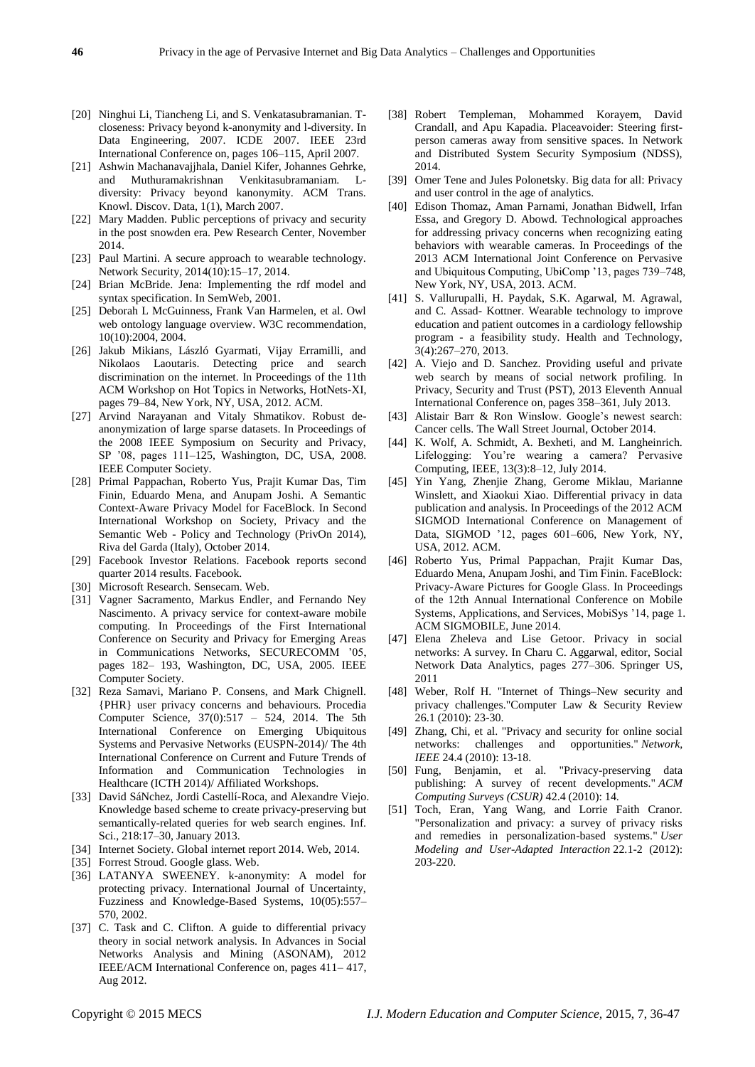[20] Ninghui Li, Tiancheng Li, and S. Venkatasubramanian. T-closeness: Privacy beyond k-anonymity and l-diversity. In Data Engineering, 2007. ICDE 2007. IEEE 23rd International Conference on, pages 106–115, April 2007.

[21] Ashwin Machanavajjhala, Daniel Kifer, Johannes Gehrke, and Muthuramakrishnan Venkitasubramaniam. L-diversity: Privacy beyond kanonymity. ACM Trans. Knowl. Discov. Data, 1(1), March 2007.

[22] Mary Madden. Public perceptions of privacy and security in the post snowden era. Pew Research Center, November 2014.

[23] Paul Martini. A secure approach to wearable technology. Network Security, 2014(10):15–17, 2014.

[24] Brian McBride. Jena: Implementing the rdf model and syntax specification. In SemWeb, 2001.

[25] Deborah L McGuinness, Frank Van Harmelen, et al. Owl web ontology language overview. W3C recommendation, 10(10):2004, 2004.

[26] Jakub Mikians, László Gyarmati, Vijay Erramilli, and Nikolaos Laoutaris. Detecting price and search discrimination on the internet. In Proceedings of the 11th ACM Workshop on Hot Topics in Networks, HotNets-XI, pages 79–84, New York, NY, USA, 2012. ACM.

[27] Arvind Narayanan and Vitaly Shmatikov. Robust de-anonymization of large sparse datasets. In Proceedings of the 2008 IEEE Symposium on Security and Privacy, SP '08, pages 111–125, Washington, DC, USA, 2008. IEEE Computer Society.

[28] Primal Pappachan, Roberto Yus, Prajit Kumar Das, Tim Finin, Eduardo Mena, and Anupam Joshi. A Semantic Context-Aware Privacy Model for FaceBlock. In Second International Workshop on Society, Privacy and the Semantic Web - Policy and Technology (PrivOn 2014), Riva del Garda (Italy), October 2014.

[29] Facebook Investor Relations. Facebook reports second quarter 2014 results. Facebook.

[30] Microsoft Research. Sensecam. Web.

[31] Vagner Sacramento, Markus Endler, and Fernando Ney Nascimento. A privacy service for context-aware mobile computing. In Proceedings of the First International Conference on Security and Privacy for Emerging Areas in Communications Networks, SECURECOMM '05, pages 182– 193, Washington, DC, USA, 2005. IEEE Computer Society.

[32] Reza Samavi, Mariano P. Consens, and Mark Chignell. {PHR} user privacy concerns and behaviours. Procedia Computer Science, 37(0):517 – 524, 2014. The 5th International Conference on Emerging Ubiquitous Systems and Pervasive Networks (EUSPN-2014)/ The 4th International Conference on Current and Future Trends of Information and Communication Technologies in Healthcare (ICTH 2014)/ Affiliated Workshops.

[33] David SáNchez, Jordi Castellí-Roca, and Alexandre Viejo. Knowledge based scheme to create privacy-preserving but semantically-related queries for web search engines. Inf. Sci., 218:17–30, January 2013.

[34] Internet Society. Global internet report 2014. Web, 2014.

[35] Forrest Stroud. Google glass. Web.

[36] LATANYA SWEENEY. k-anonymity: A model for protecting privacy. International Journal of Uncertainty, Fuzziness and Knowledge-Based Systems, 10(05):557–570, 2002.

[37] C. Task and C. Clifton. A guide to differential privacy theory in social network analysis. In Advances in Social Networks Analysis and Mining (ASONAM), 2012 IEEE/ACM International Conference on, pages 411– 417, Aug 2012.

[38] Robert Templeman, Mohammed Korayem, David Crandall, and Apu Kapadia. Placeavoider: Steering first-person cameras away from sensitive spaces. In Network and Distributed System Security Symposium (NDSS), 2014.

[39] Omer Tene and Jules Polonetsky. Big data for all: Privacy and user control in the age of analytics.

[40] Edison Thomaz, Aman Parnami, Jonathan Bidwell, Irfan Essa, and Gregory D. Abowd. Technological approaches for addressing privacy concerns when recognizing eating behaviors with wearable cameras. In Proceedings of the 2013 ACM International Joint Conference on Pervasive and Ubiquitous Computing, UbiComp '13, pages 739–748, New York, NY, USA, 2013. ACM.

[41] S. Vallurupalli, H. Paydak, S.K. Agarwal, M. Agrawal, and C. Assad- Kottner. Wearable technology to improve education and patient outcomes in a cardiology fellowship program - a feasibility study. Health and Technology, 3(4):267–270, 2013.

[42] A. Viejo and D. Sanchez. Providing useful and private web search by means of social network profiling. In Privacy, Security and Trust (PST), 2013 Eleventh Annual International Conference on, pages 358–361, July 2013.

[43] Alistair Barr & Ron Winslow. Google's newest search: Cancer cells. The Wall Street Journal, October 2014.

[44] K. Wolf, A. Schmidt, A. Bexheti, and M. Langheinrich. Lifelogging: You're wearing a camera? Pervasive Computing, IEEE, 13(3):8–12, July 2014.

[45] Yin Yang, Zhenjie Zhang, Gerome Miklau, Marianne Winslett, and Xiaokui Xiao. Differential privacy in data publication and analysis. In Proceedings of the 2012 ACM SIGMOD International Conference on Management of Data, SIGMOD '12, pages 601–606, New York, NY, USA, 2012. ACM.

[46] Roberto Yus, Primal Pappachan, Prajit Kumar Das, Eduardo Mena, Anupam Joshi, and Tim Finin. FaceBlock: Privacy-Aware Pictures for Google Glass. In Proceedings of the 12th Annual International Conference on Mobile Systems, Applications, and Services, MobiSys '14, page 1. ACM SIGMOBILE, June 2014.

[47] Elena Zheleva and Lise Getoor. Privacy in social networks: A survey. In Charu C. Aggarwal, editor, Social Network Data Analytics, pages 277–306. Springer US, 2011

[48] Weber, Rolf H. "Internet of Things–New security and privacy challenges."Computer Law & Security Review 26.1 (2010): 23-30.

[49] Zhang, Chi, et al. "Privacy and security for online social networks: challenges and opportunities." *Network, IEEE* 24.4 (2010): 13-18.

[50] Fung, Benjamin, et al. "Privacy-preserving data publishing: A survey of recent developments." *ACM Computing Surveys (CSUR)* 42.4 (2010): 14.

[51] Toch, Eran, Yang Wang, and Lorrie Faith Cranor. "Personalization and privacy: a survey of privacy risks and remedies in personalization-based systems." *User Modeling and User-Adapted Interaction* 22.1-2 (2012): 203-220.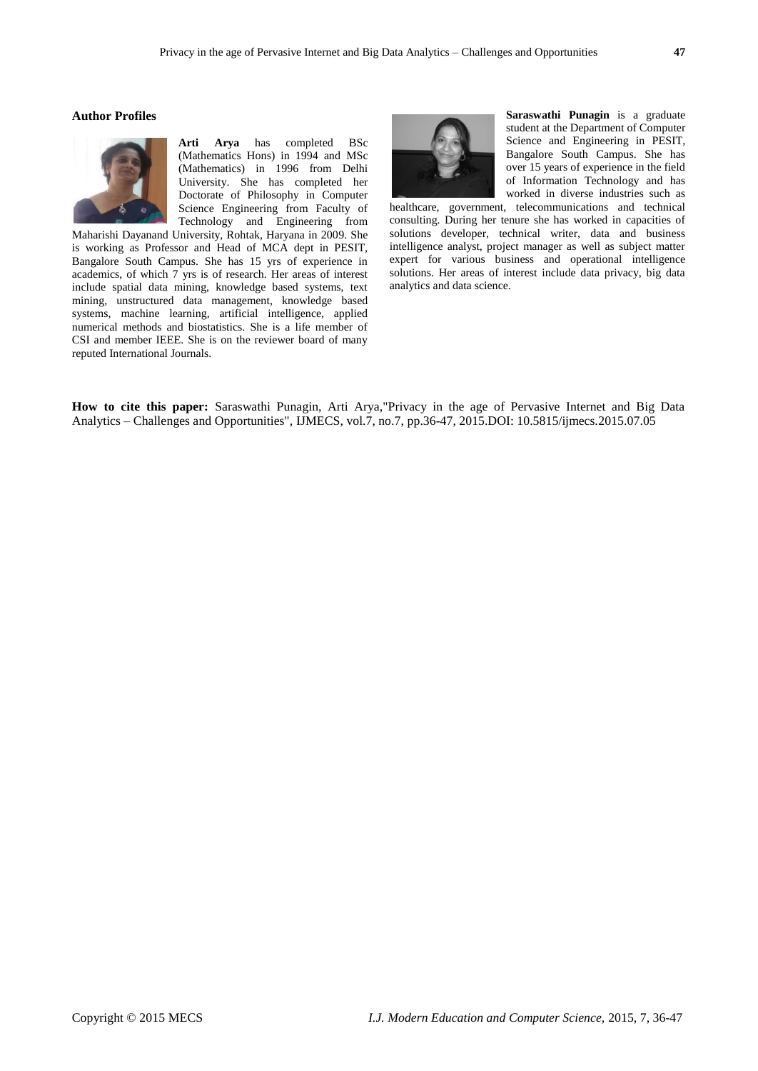### Author Profiles

**Arti Arya** has completed BSc (Mathematics Hons) in 1994 and MSc (Mathematics) in 1996 from Delhi University. She has completed her Doctorate of Philosophy in Computer Science Engineering from Faculty of Technology and Engineering from Maharishi Dayanand University, Rohtak, Haryana in 2009. She is working as Professor and Head of MCA dept in PESIT, Bangalore South Campus. She has 15 yrs of experience in academics, of which 7 yrs is of research. Her areas of interest include spatial data mining, knowledge based systems, text mining, unstructured data management, knowledge based systems, machine learning, artificial intelligence, applied numerical methods and biostatistics. She is a life member of CSI and member IEEE. She is on the reviewer board of many reputed International Journals.

**Saraswathi Punagin** is a graduate student at the Department of Computer Science and Engineering in PESIT, Bangalore South Campus. She has over 15 years of experience in the field of Information Technology and has worked in diverse industries such as healthcare, government, telecommunications and technical consulting. During her tenure she has worked in capacities of solutions developer, technical writer, data and business intelligence analyst, project manager as well as subject matter expert for various business and operational intelligence solutions. Her areas of interest include data privacy, big data analytics and data science.

**How to cite this paper:** Saraswathi Punagin, Arti Arya,"Privacy in the age of Pervasive Internet and Big Data Analytics – Challenges and Opportunities", IJMECS, vol.7, no.7, pp.36-47, 2015.DOI: 10.5815/ijmecs.2015.07.05